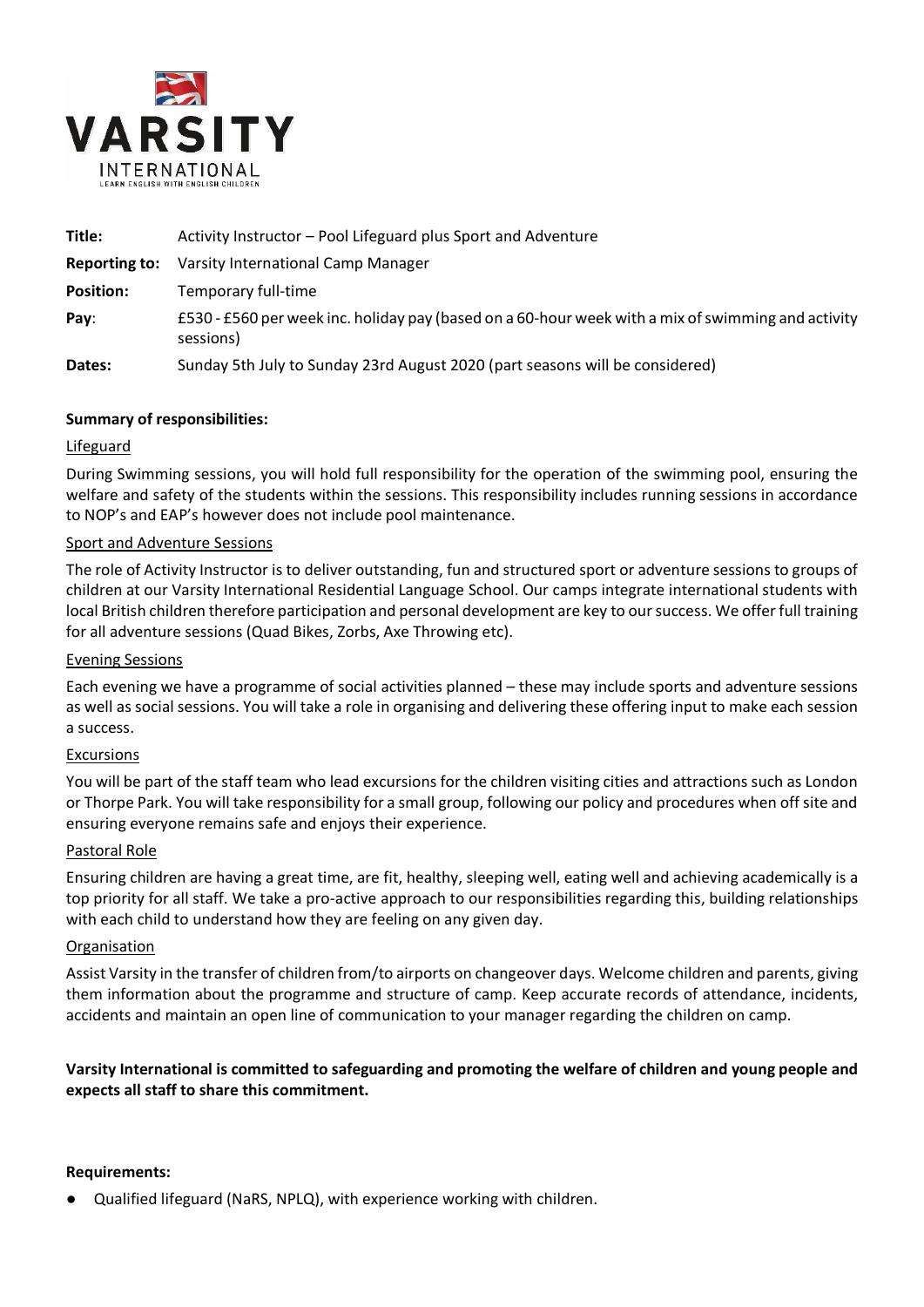| | |
|---|---|
| **Title:** | Activity Instructor – Pool Lifeguard plus Sport and Adventure |
| **Reporting to:** | Varsity International Camp Manager |
| **Position:** | Temporary full-time |
| **Pay**: | £530 - £560 per week inc. holiday pay (based on a 60-hour week with a mix of swimming and activity sessions) |
| **Dates:** | Sunday 5th July to Sunday 23rd August 2020 (part seasons will be considered) |

**Summary of responsibilities:**

Lifeguard

During Swimming sessions, you will hold full responsibility for the operation of the swimming pool, ensuring the welfare and safety of the students within the sessions. This responsibility includes running sessions in accordance to NOP's and EAP's however does not include pool maintenance.

Sport and Adventure Sessions

The role of Activity Instructor is to deliver outstanding, fun and structured sport or adventure sessions to groups of children at our Varsity International Residential Language School. Our camps integrate international students with local British children therefore participation and personal development are key to our success. We offer full training for all adventure sessions (Quad Bikes, Zorbs, Axe Throwing etc).

Evening Sessions

Each evening we have a programme of social activities planned – these may include sports and adventure sessions as well as social sessions. You will take a role in organising and delivering these offering input to make each session a success.

Excursions

You will be part of the staff team who lead excursions for the children visiting cities and attractions such as London or Thorpe Park. You will take responsibility for a small group, following our policy and procedures when off site and ensuring everyone remains safe and enjoys their experience.

Pastoral Role

Ensuring children are having a great time, are fit, healthy, sleeping well, eating well and achieving academically is a top priority for all staff. We take a pro-active approach to our responsibilities regarding this, building relationships with each child to understand how they are feeling on any given day.

Organisation

Assist Varsity in the transfer of children from/to airports on changeover days. Welcome children and parents, giving them information about the programme and structure of camp. Keep accurate records of attendance, incidents, accidents and maintain an open line of communication to your manager regarding the children on camp.

**Varsity International is committed to safeguarding and promoting the welfare of children and young people and expects all staff to share this commitment.**

**Requirements:**

- Qualified lifeguard (NaRS, NPLQ), with experience working with children.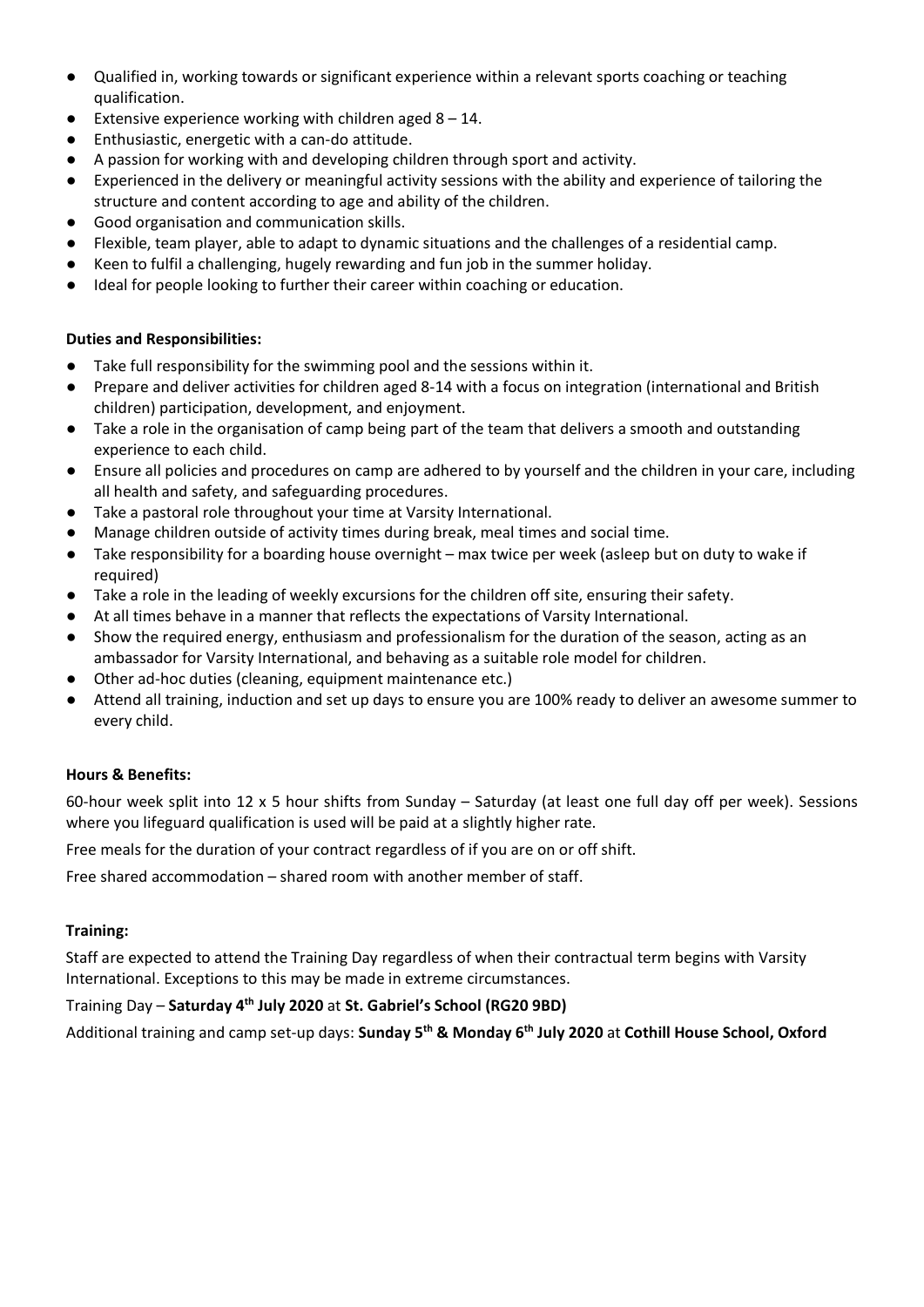- Qualified in, working towards or significant experience within a relevant sports coaching or teaching qualification.
- Extensive experience working with children aged 8 – 14.
- Enthusiastic, energetic with a can-do attitude.
- A passion for working with and developing children through sport and activity.
- Experienced in the delivery or meaningful activity sessions with the ability and experience of tailoring the structure and content according to age and ability of the children.
- Good organisation and communication skills.
- Flexible, team player, able to adapt to dynamic situations and the challenges of a residential camp.
- Keen to fulfil a challenging, hugely rewarding and fun job in the summer holiday.
- Ideal for people looking to further their career within coaching or education.

**Duties and Responsibilities:**

- Take full responsibility for the swimming pool and the sessions within it.
- Prepare and deliver activities for children aged 8-14 with a focus on integration (international and British children) participation, development, and enjoyment.
- Take a role in the organisation of camp being part of the team that delivers a smooth and outstanding experience to each child.
- Ensure all policies and procedures on camp are adhered to by yourself and the children in your care, including all health and safety, and safeguarding procedures.
- Take a pastoral role throughout your time at Varsity International.
- Manage children outside of activity times during break, meal times and social time.
- Take responsibility for a boarding house overnight – max twice per week (asleep but on duty to wake if required)
- Take a role in the leading of weekly excursions for the children off site, ensuring their safety.
- At all times behave in a manner that reflects the expectations of Varsity International.
- Show the required energy, enthusiasm and professionalism for the duration of the season, acting as an ambassador for Varsity International, and behaving as a suitable role model for children.
- Other ad-hoc duties (cleaning, equipment maintenance etc.)
- Attend all training, induction and set up days to ensure you are 100% ready to deliver an awesome summer to every child.

**Hours & Benefits:**

60-hour week split into 12 x 5 hour shifts from Sunday – Saturday (at least one full day off per week). Sessions where you lifeguard qualification is used will be paid at a slightly higher rate.

Free meals for the duration of your contract regardless of if you are on or off shift.

Free shared accommodation – shared room with another member of staff.

**Training:**

Staff are expected to attend the Training Day regardless of when their contractual term begins with Varsity International. Exceptions to this may be made in extreme circumstances.

Training Day – **Saturday 4th July 2020** at **St. Gabriel's School (RG20 9BD)**

Additional training and camp set-up days: **Sunday 5th & Monday 6th July 2020** at **Cothill House School, Oxford**